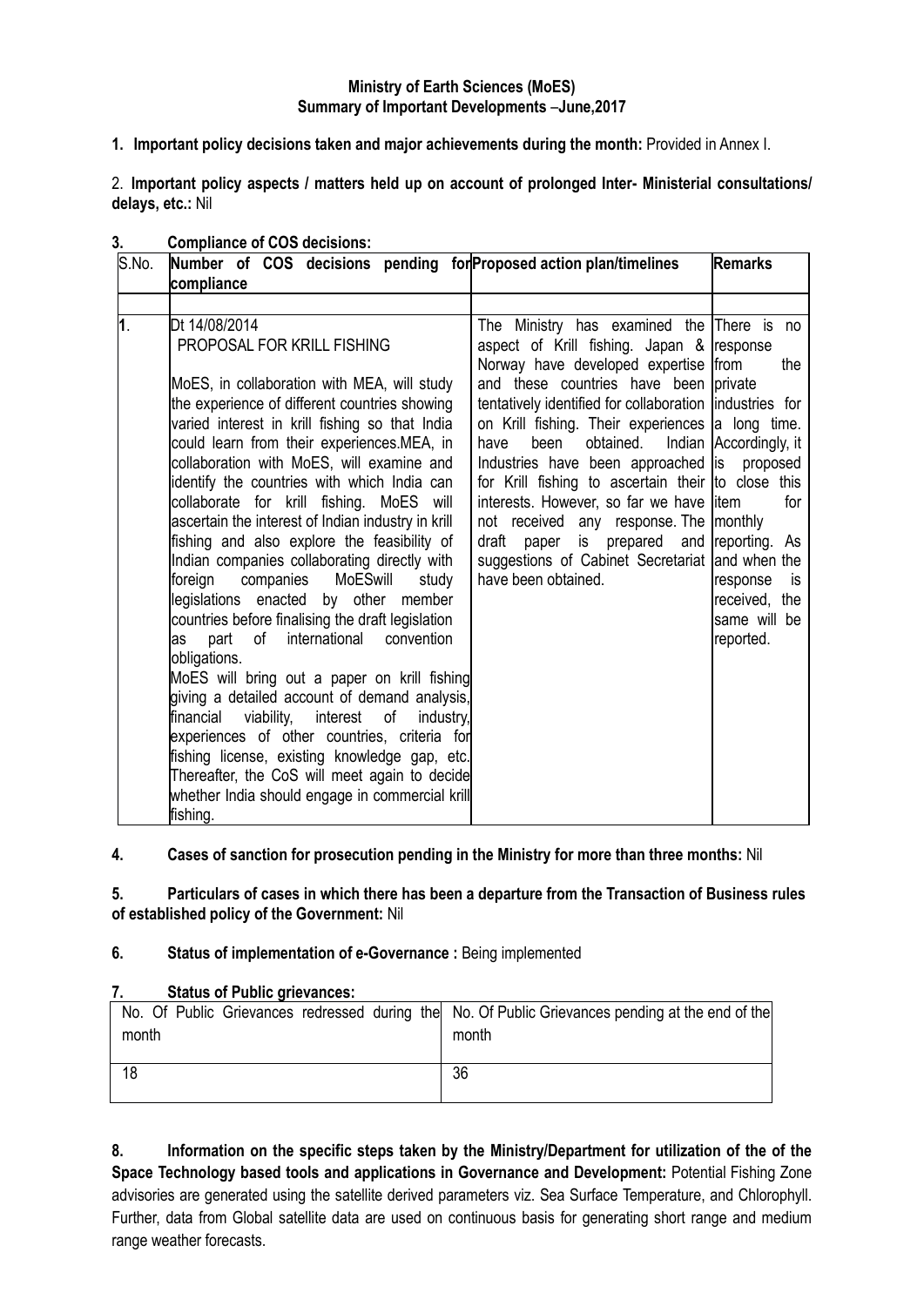**Ministry of Earth Sciences (MoES)**
**Summary of Important Developments –June,2017**

**1. Important policy decisions taken and major achievements during the month:** Provided in Annex I.

2. **Important policy aspects / matters held up on account of prolonged Inter- Ministerial consultations/ delays, etc.:** Nil

**3. Compliance of COS decisions:**

| S.No. | Number of COS decisions pending for compliance | Proposed action plan/timelines | Remarks |
|---|---|---|---|
| 1. | Dt 14/08/2014<br>PROPOSAL FOR KRILL FISHING<br><br>MoES, in collaboration with MEA, will study the experience of different countries showing varied interest in krill fishing so that India could learn from their experiences.MEA, in collaboration with MoES, will examine and identify the countries with which India can collaborate for krill fishing. MoES will ascertain the interest of Indian industry in krill fishing and also explore the feasibility of Indian companies collaborating directly with foreign companies MoESwill study legislations enacted by other member countries before finalising the draft legislation as part of international convention obligations.<br>MoES will bring out a paper on krill fishing giving a detailed account of demand analysis, financial viability, interest of industry, experiences of other countries, criteria for fishing license, existing knowledge gap, etc. Thereafter, the CoS will meet again to decide whether India should engage in commercial krill fishing. | The Ministry has examined the aspect of Krill fishing. Japan & Norway have developed expertise and these countries have been tentatively identified for collaboration on Krill fishing. Their experiences have been obtained. Indian Industries have been approached for Krill fishing to ascertain their interests. However, so far we have not received any response. The draft paper is prepared and suggestions of Cabinet Secretariat have been obtained. | There is no response from the private industries for a long time. Accordingly, it is proposed to close this item for monthly reporting. As and when the response is received, the same will be reported. |

**4. Cases of sanction for prosecution pending in the Ministry for more than three months:** Nil

**5. Particulars of cases in which there has been a departure from the Transaction of Business rules of established policy of the Government:** Nil

**6. Status of implementation of e-Governance :** Being implemented

**7. Status of Public grievances:**

| No. Of Public Grievances redressed during the month | No. Of Public Grievances pending at the end of the month |
|---|---|
| 18 | 36 |

**8. Information on the specific steps taken by the Ministry/Department for utilization of the of the Space Technology based tools and applications in Governance and Development:** Potential Fishing Zone advisories are generated using the satellite derived parameters viz. Sea Surface Temperature, and Chlorophyll. Further, data from Global satellite data are used on continuous basis for generating short range and medium range weather forecasts.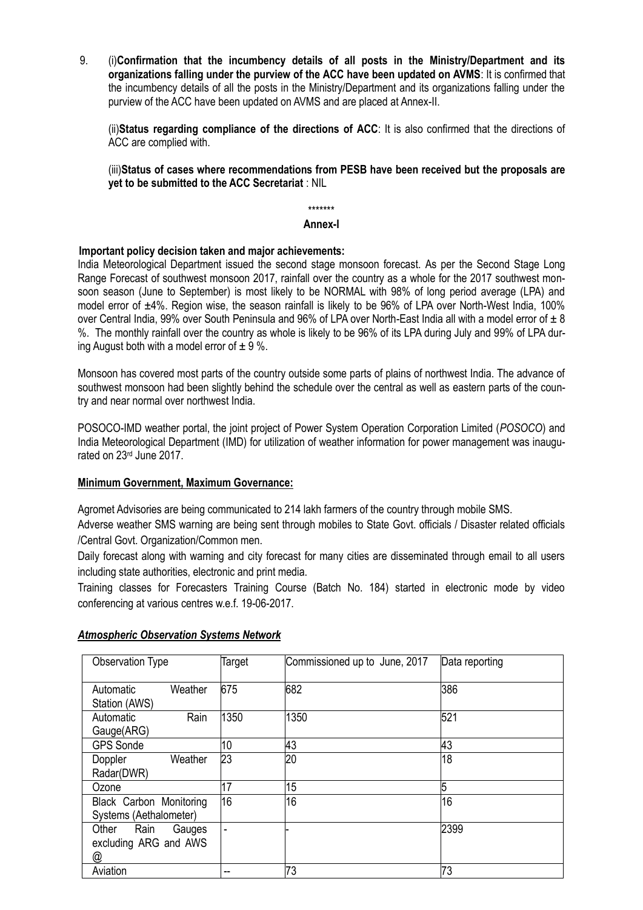9. (i)**Confirmation that the incumbency details of all posts in the Ministry/Department and its organizations falling under the purview of the ACC have been updated on AVMS**: It is confirmed that the incumbency details of all the posts in the Ministry/Department and its organizations falling under the purview of the ACC have been updated on AVMS and are placed at Annex-II.

   (ii)**Status regarding compliance of the directions of ACC**: It is also confirmed that the directions of ACC are complied with.

   (iii)**Status of cases where recommendations from PESB have been received but the proposals are yet to be submitted to the ACC Secretariat** : NIL

\*\*\*\*\*\*\*

**Annex-I**

**Important policy decision taken and major achievements:**

India Meteorological Department issued the second stage monsoon forecast. As per the Second Stage Long Range Forecast of southwest monsoon 2017, rainfall over the country as a whole for the 2017 southwest monsoon season (June to September) is most likely to be NORMAL with 98% of long period average (LPA) and model error of ±4%. Region wise, the season rainfall is likely to be 96% of LPA over North-West India, 100% over Central India, 99% over South Peninsula and 96% of LPA over North-East India all with a model error of ± 8 %. The monthly rainfall over the country as whole is likely to be 96% of its LPA during July and 99% of LPA during August both with a model error of ± 9 %.

Monsoon has covered most parts of the country outside some parts of plains of northwest India. The advance of southwest monsoon had been slightly behind the schedule over the central as well as eastern parts of the country and near normal over northwest India.

POSOCO-IMD weather portal, the joint project of Power System Operation Corporation Limited (*POSOCO*) and India Meteorological Department (IMD) for utilization of weather information for power management was inaugurated on 23rd June 2017.

**Minimum Government, Maximum Governance:**

Agromet Advisories are being communicated to 214 lakh farmers of the country through mobile SMS.
Adverse weather SMS warning are being sent through mobiles to State Govt. officials / Disaster related officials /Central Govt. Organization/Common men.
Daily forecast along with warning and city forecast for many cities are disseminated through email to all users including state authorities, electronic and print media.
Training classes for Forecasters Training Course (Batch No. 184) started in electronic mode by video conferencing at various centres w.e.f. 19-06-2017.

***Atmospheric Observation Systems Network***

| Observation Type | Target | Commissioned up to June, 2017 | Data reporting |
|---|---|---|---|
| Automatic Weather Station (AWS) | 675 | 682 | 386 |
| Automatic Rain Gauge(ARG) | 1350 | 1350 | 521 |
| GPS Sonde | 10 | 43 | 43 |
| Doppler Weather Radar(DWR) | 23 | 20 | 18 |
| Ozone | 17 | 15 | 5 |
| Black Carbon Monitoring Systems (Aethalometer) | 16 | 16 | 16 |
| Other Rain Gauges excluding ARG and AWS @ | - | - | 2399 |
| Aviation | -- | 73 | 73 |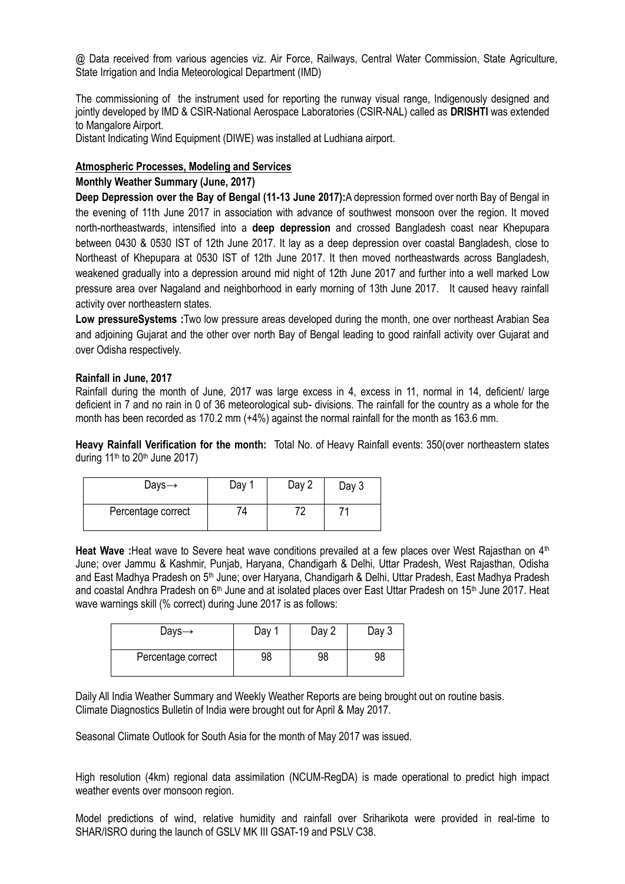@ Data received from various agencies viz. Air Force, Railways, Central Water Commission, State Agriculture, State Irrigation and India Meteorological Department (IMD)

The commissioning of the instrument used for reporting the runway visual range, Indigenously designed and jointly developed by IMD & CSIR-National Aerospace Laboratories (CSIR-NAL) called as **DRISHTI** was extended to Mangalore Airport.

Distant Indicating Wind Equipment (DIWE) was installed at Ludhiana airport.

## Atmospheric Processes, Modeling and Services

### Monthly Weather Summary (June, 2017)

**Deep Depression over the Bay of Bengal (11-13 June 2017):** A depression formed over north Bay of Bengal in the evening of 11th June 2017 in association with advance of southwest monsoon over the region. It moved north-northeastwards, intensified into a **deep depression** and crossed Bangladesh coast near Khepupara between 0430 & 0530 IST of 12th June 2017. It lay as a deep depression over coastal Bangladesh, close to Northeast of Khepupara at 0530 IST of 12th June 2017. It then moved northeastwards across Bangladesh, weakened gradually into a depression around mid night of 12th June 2017 and further into a well marked Low pressure area over Nagaland and neighborhood in early morning of 13th June 2017. It caused heavy rainfall activity over northeastern states.

**Low pressureSystems :** Two low pressure areas developed during the month, one over northeast Arabian Sea and adjoining Gujarat and the other over north Bay of Bengal leading to good rainfall activity over Gujarat and over Odisha respectively.

### Rainfall in June, 2017

Rainfall during the month of June, 2017 was large excess in 4, excess in 11, normal in 14, deficient/ large deficient in 7 and no rain in 0 of 36 meteorological sub- divisions. The rainfall for the country as a whole for the month has been recorded as 170.2 mm (+4%) against the normal rainfall for the month as 163.6 mm.

**Heavy Rainfall Verification for the month:** Total No. of Heavy Rainfall events: 350(over northeastern states during 11th to 20th June 2017)

| Days→ | Day 1 | Day 2 | Day 3 |
|---|---|---|---|
| Percentage correct | 74 | 72 | 71 |

**Heat Wave :** Heat wave to Severe heat wave conditions prevailed at a few places over West Rajasthan on 4th June; over Jammu & Kashmir, Punjab, Haryana, Chandigarh & Delhi, Uttar Pradesh, West Rajasthan, Odisha and East Madhya Pradesh on 5th June; over Haryana, Chandigarh & Delhi, Uttar Pradesh, East Madhya Pradesh and coastal Andhra Pradesh on 6th June and at isolated places over East Uttar Pradesh on 15th June 2017. Heat wave warnings skill (% correct) during June 2017 is as follows:

| Days→ | Day 1 | Day 2 | Day 3 |
|---|---|---|---|
| Percentage correct | 98 | 98 | 98 |

Daily All India Weather Summary and Weekly Weather Reports are being brought out on routine basis.
Climate Diagnostics Bulletin of India were brought out for April & May 2017.

Seasonal Climate Outlook for South Asia for the month of May 2017 was issued.

High resolution (4km) regional data assimilation (NCUM-RegDA) is made operational to predict high impact weather events over monsoon region.

Model predictions of wind, relative humidity and rainfall over Sriharikota were provided in real-time to SHAR/ISRO during the launch of GSLV MK III GSAT-19 and PSLV C38.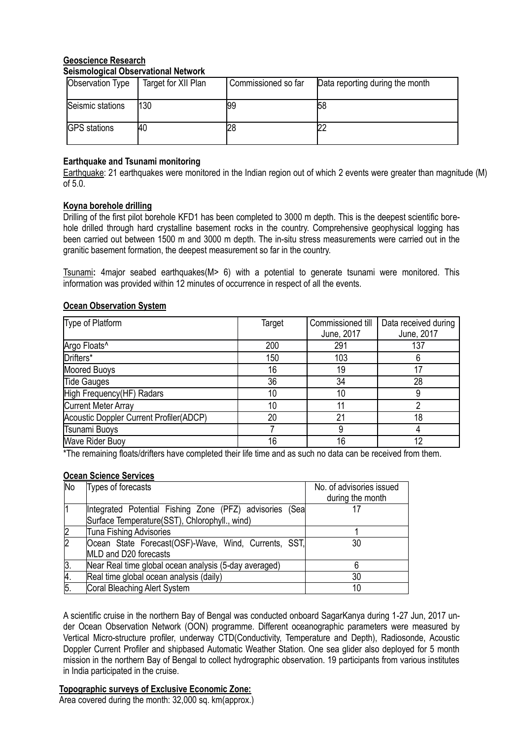**Geoscience Research**

**Seismological Observational Network**

| Observation Type | Target for XII Plan | Commissioned so far | Data reporting during the month |
|---|---|---|---|
| Seismic stations | 130 | 99 | 58 |
| GPS stations | 40 | 28 | 22 |

**Earthquake and Tsunami monitoring**

Earthquake: 21 earthquakes were monitored in the Indian region out of which 2 events were greater than magnitude (M) of 5.0.

**Koyna borehole drilling**

Drilling of the first pilot borehole KFD1 has been completed to 3000 m depth. This is the deepest scientific bore-hole drilled through hard crystalline basement rocks in the country. Comprehensive geophysical logging has been carried out between 1500 m and 3000 m depth. The in-situ stress measurements were carried out in the granitic basement formation, the deepest measurement so far in the country.

Tsunami**:** 4major seabed earthquakes(M> 6) with a potential to generate tsunami were monitored. This information was provided within 12 minutes of occurrence in respect of all the events.

**Ocean Observation System**

| Type of Platform | Target | Commissioned till June, 2017 | Data received during June, 2017 |
|---|---|---|---|
| Argo Floats^ | 200 | 291 | 137 |
| Drifters* | 150 | 103 | 6 |
| Moored Buoys | 16 | 19 | 17 |
| Tide Gauges | 36 | 34 | 28 |
| High Frequency(HF) Radars | 10 | 10 | 9 |
| Current Meter Array | 10 | 11 | 2 |
| Acoustic Doppler Current Profiler(ADCP) | 20 | 21 | 18 |
| Tsunami Buoys | 7 | 9 | 4 |
| Wave Rider Buoy | 16 | 16 | 12 |

*The remaining floats/drifters have completed their life time and as such no data can be received from them.

**Ocean Science Services**

| No | Types of forecasts | No. of advisories issued during the month |
|---|---|---|
| 1 | Integrated Potential Fishing Zone (PFZ) advisories (Sea Surface Temperature(SST), Chlorophyll., wind) | 17 |
| 2 | Tuna Fishing Advisories | 1 |
| 2 | Ocean State Forecast(OSF)-Wave, Wind, Currents, SST, MLD and D20 forecasts | 30 |
| 3. | Near Real time global ocean analysis (5-day averaged) | 6 |
| 4. | Real time global ocean analysis (daily) | 30 |
| 5. | Coral Bleaching Alert System | 10 |

A scientific cruise in the northern Bay of Bengal was conducted onboard SagarKanya during 1-27 Jun, 2017 under Ocean Observation Network (OON) programme. Different oceanographic parameters were measured by Vertical Micro-structure profiler, underway CTD(Conductivity, Temperature and Depth), Radiosonde, Acoustic Doppler Current Profiler and shipbased Automatic Weather Station. One sea glider also deployed for 5 month mission in the northern Bay of Bengal to collect hydrographic observation. 19 participants from various institutes in India participated in the cruise.

**Topographic surveys of Exclusive Economic Zone:**

Area covered during the month: 32,000 sq. km(approx.)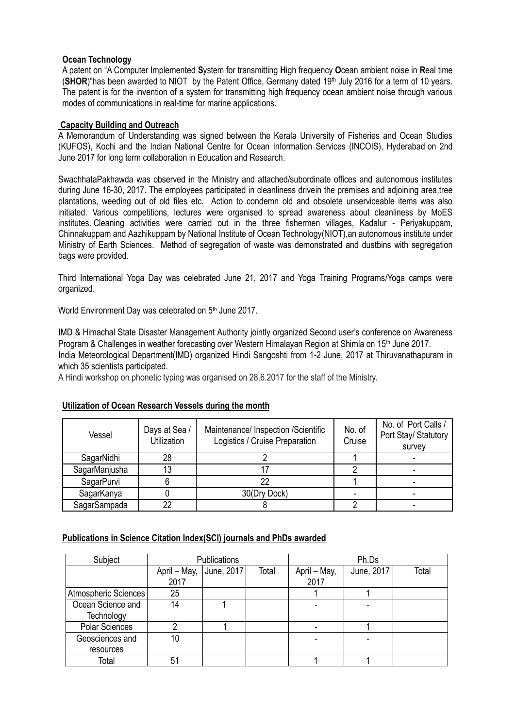**Ocean Technology**

A patent on "A Computer Implemented **S**ystem for transmitting **H**igh frequency **O**cean ambient noise in **R**eal time (**SHOR**)"has been awarded to NIOT by the Patent Office, Germany dated 19th July 2016 for a term of 10 years. The patent is for the invention of a system for transmitting high frequency ocean ambient noise through various modes of communications in real-time for marine applications.

**Capacity Building and Outreach**

A Memorandum of Understanding was signed between the Kerala University of Fisheries and Ocean Studies (KUFOS), Kochi and the Indian National Centre for Ocean Information Services (INCOIS), Hyderabad on 2nd June 2017 for long term collaboration in Education and Research.

SwachhataPakhawda was observed in the Ministry and attached/subordinate offices and autonomous institutes during June 16-30, 2017. The employees participated in cleanliness drivein the premises and adjoining area,tree plantations, weeding out of old files etc. Action to condemn old and obsolete unserviceable items was also initiated. Various competitions, lectures were organised to spread awareness about cleanliness by MoES institutes. Cleaning activities were carried out in the three fishermen villages, Kadalur - Periyakuppam, Chinnakuppam and Aazhikuppam by National Institute of Ocean Technology(NIOT),an autonomous institute under Ministry of Earth Sciences. Method of segregation of waste was demonstrated and dustbins with segregation bags were provided.

Third International Yoga Day was celebrated June 21, 2017 and Yoga Training Programs/Yoga camps were organized.

World Environment Day was celebrated on 5th June 2017.

IMD & Himachal State Disaster Management Authority jointly organized Second user's conference on Awareness Program & Challenges in weather forecasting over Western Himalayan Region at Shimla on 15th June 2017.
India Meteorological Department(IMD) organized Hindi Sangoshti from 1-2 June, 2017 at Thiruvanathapuram in which 35 scientists participated.
A Hindi workshop on phonetic typing was organised on 28.6.2017 for the staff of the Ministry.

**Utilization of Ocean Research Vessels during the month**

| Vessel | Days at Sea / Utilization | Maintenance/ Inspection /Scientific Logistics / Cruise Preparation | No. of Cruise | No. of Port Calls / Port Stay/ Statutory survey |
|---|---|---|---|---|
| SagarNidhi | 28 | 2 | 1 | - |
| SagarManjusha | 13 | 17 | 2 | - |
| SagarPurvi | 6 | 22 | 1 | - |
| SagarKanya | 0 | 30(Dry Dock) | - | - |
| SagarSampada | 22 | 8 | 2 | - |

**Publications in Science Citation Index(SCI) journals and PhDs awarded**

| Subject | Publications | | | Ph.Ds | | |
|---|---|---|---|---|---|---|
| | April – May, 2017 | June, 2017 | Total | April – May, 2017 | June, 2017 | Total |
| Atmospheric Sciences | 25 | | | 1 | 1 | |
| Ocean Science and Technology | 14 | 1 | | - | - | |
| Polar Sciences | 2 | 1 | | - | 1 | |
| Geosciences and resources | 10 | | | - | - | |
| Total | 51 | | | 1 | 1 | |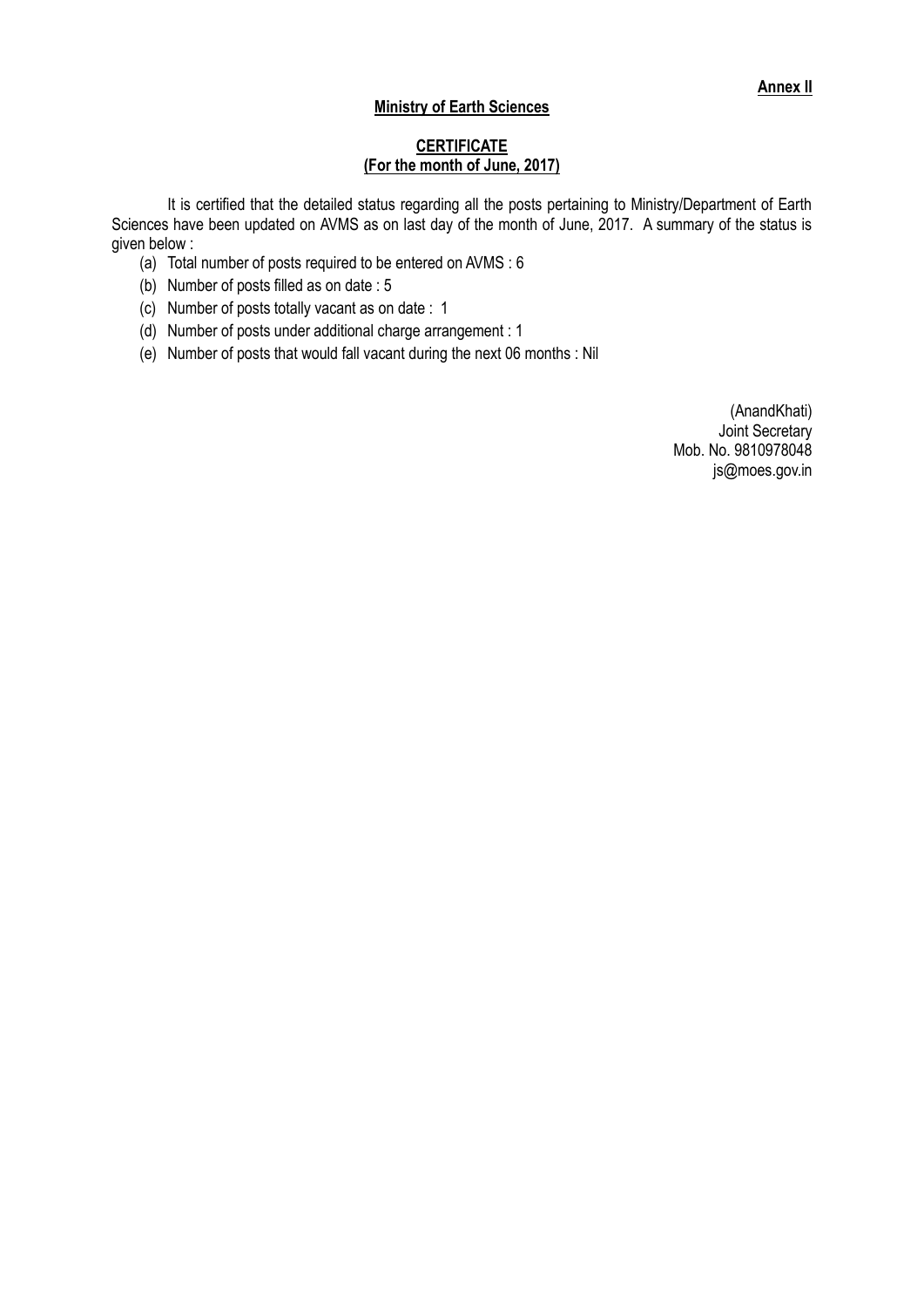**Annex II**

**Ministry of Earth Sciences**

**CERTIFICATE**
**(For the month of June, 2017)**

It is certified that the detailed status regarding all the posts pertaining to Ministry/Department of Earth Sciences have been updated on AVMS as on last day of the month of June, 2017. A summary of the status is given below :

(a) Total number of posts required to be entered on AVMS : 6
(b) Number of posts filled as on date : 5
(c) Number of posts totally vacant as on date : 1
(d) Number of posts under additional charge arrangement : 1
(e) Number of posts that would fall vacant during the next 06 months : Nil

(AnandKhati)
Joint Secretary
Mob. No. 9810978048
js@moes.gov.in